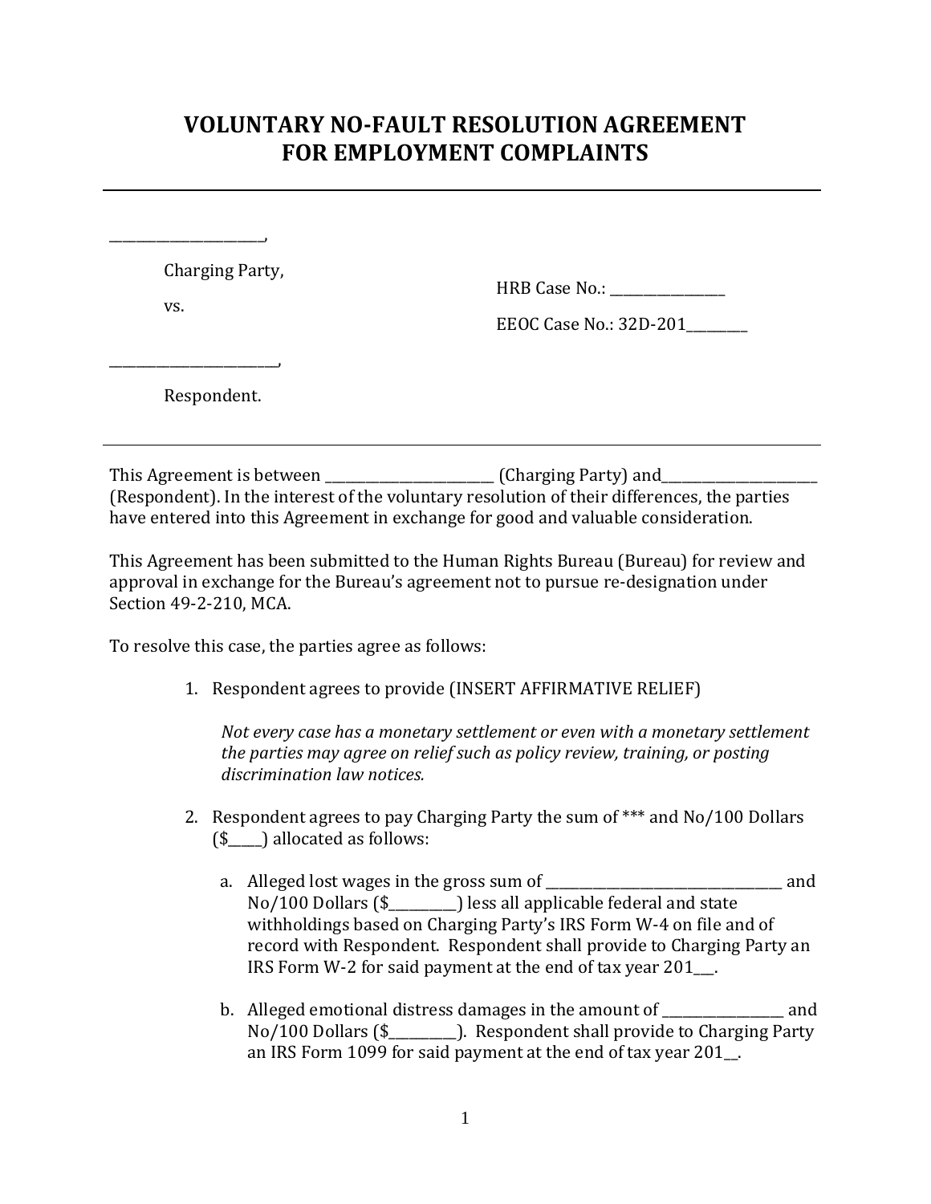# VOLUNTARY NO-FAULT RESOLUTION AGREEMENT FOR EMPLOYMENT COMPLAINTS

---

______________________,

Charging Party,

vs.

HRB Case No.: ________________

EEOC Case No.: 32D-201_________

________________________,

Respondent.

---

This Agreement is between _________________________ (Charging Party) and_______________________ (Respondent). In the interest of the voluntary resolution of their differences, the parties have entered into this Agreement in exchange for good and valuable consideration.

This Agreement has been submitted to the Human Rights Bureau (Bureau) for review and approval in exchange for the Bureau's agreement not to pursue re-designation under Section 49-2-210, MCA.

To resolve this case, the parties agree as follows:

1. Respondent agrees to provide (INSERT AFFIRMATIVE RELIEF)

   *Not every case has a monetary settlement or even with a monetary settlement the parties may agree on relief such as policy review, training, or posting discrimination law notices.*

2. Respondent agrees to pay Charging Party the sum of *** and No/100 Dollars ($_____) allocated as follows:

   a. Alleged lost wages in the gross sum of ___________________________________ and No/100 Dollars ($__________) less all applicable federal and state withholdings based on Charging Party's IRS Form W-4 on file and of record with Respondent. Respondent shall provide to Charging Party an IRS Form W-2 for said payment at the end of tax year 201___.

   b. Alleged emotional distress damages in the amount of __________________ and No/100 Dollars ($__________). Respondent shall provide to Charging Party an IRS Form 1099 for said payment at the end of tax year 201__.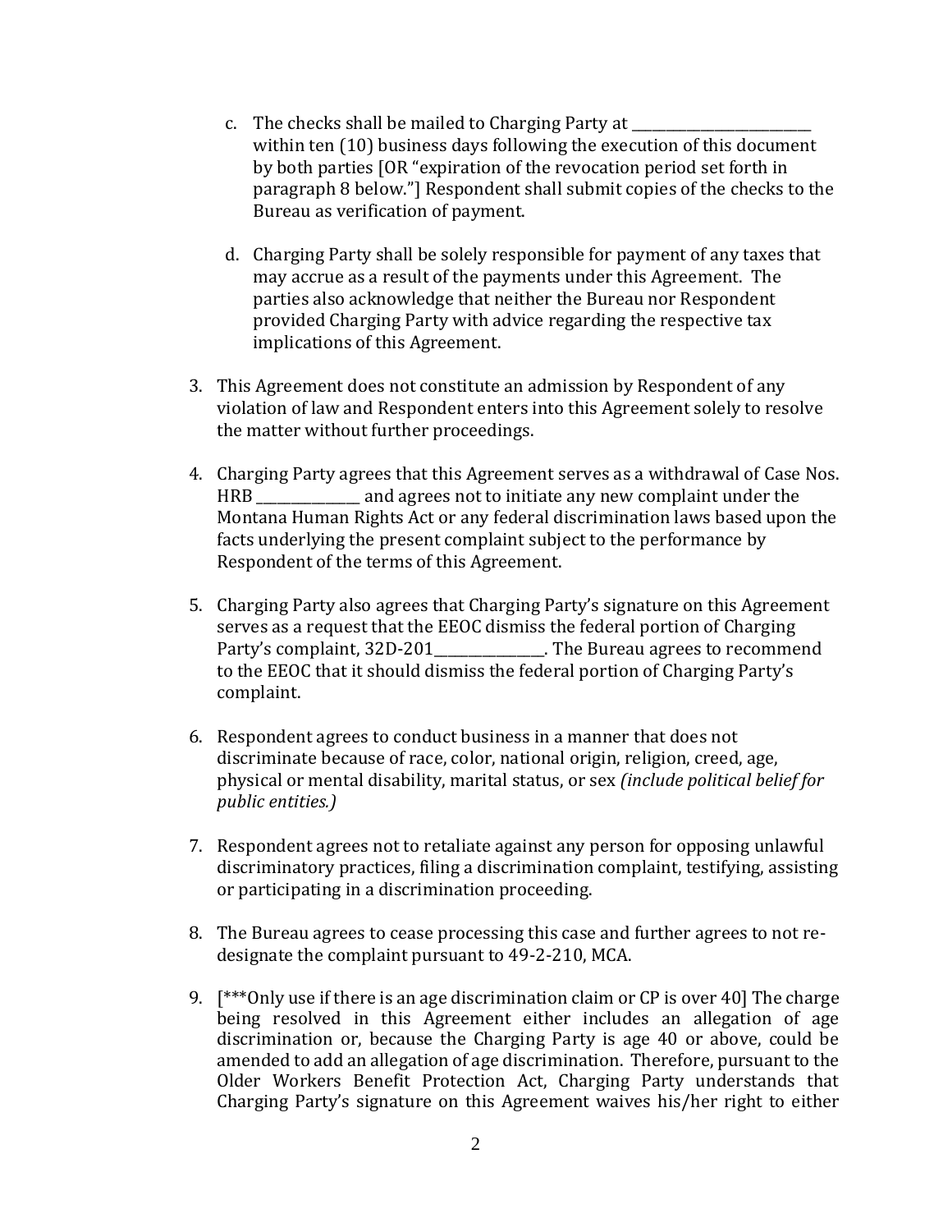c. The checks shall be mailed to Charging Party at \_\_\_\_\_\_\_\_\_\_\_\_\_\_\_\_\_\_\_\_\_\_\_\_\_\_ within ten (10) business days following the execution of this document by both parties [OR "expiration of the revocation period set forth in paragraph 8 below."] Respondent shall submit copies of the checks to the Bureau as verification of payment.

d. Charging Party shall be solely responsible for payment of any taxes that may accrue as a result of the payments under this Agreement. The parties also acknowledge that neither the Bureau nor Respondent provided Charging Party with advice regarding the respective tax implications of this Agreement.

3. This Agreement does not constitute an admission by Respondent of any violation of law and Respondent enters into this Agreement solely to resolve the matter without further proceedings.

4. Charging Party agrees that this Agreement serves as a withdrawal of Case Nos. HRB \_\_\_\_\_\_\_\_\_\_\_\_\_\_\_ and agrees not to initiate any new complaint under the Montana Human Rights Act or any federal discrimination laws based upon the facts underlying the present complaint subject to the performance by Respondent of the terms of this Agreement.

5. Charging Party also agrees that Charging Party's signature on this Agreement serves as a request that the EEOC dismiss the federal portion of Charging Party's complaint, 32D-201\_\_\_\_\_\_\_\_\_\_\_\_\_\_\_\_. The Bureau agrees to recommend to the EEOC that it should dismiss the federal portion of Charging Party's complaint.

6. Respondent agrees to conduct business in a manner that does not discriminate because of race, color, national origin, religion, creed, age, physical or mental disability, marital status, or sex *(include political belief for public entities.)*

7. Respondent agrees not to retaliate against any person for opposing unlawful discriminatory practices, filing a discrimination complaint, testifying, assisting or participating in a discrimination proceeding.

8. The Bureau agrees to cease processing this case and further agrees to not re-designate the complaint pursuant to 49-2-210, MCA.

9. [***Only use if there is an age discrimination claim or CP is over 40] The charge being resolved in this Agreement either includes an allegation of age discrimination or, because the Charging Party is age 40 or above, could be amended to add an allegation of age discrimination. Therefore, pursuant to the Older Workers Benefit Protection Act, Charging Party understands that Charging Party's signature on this Agreement waives his/her right to either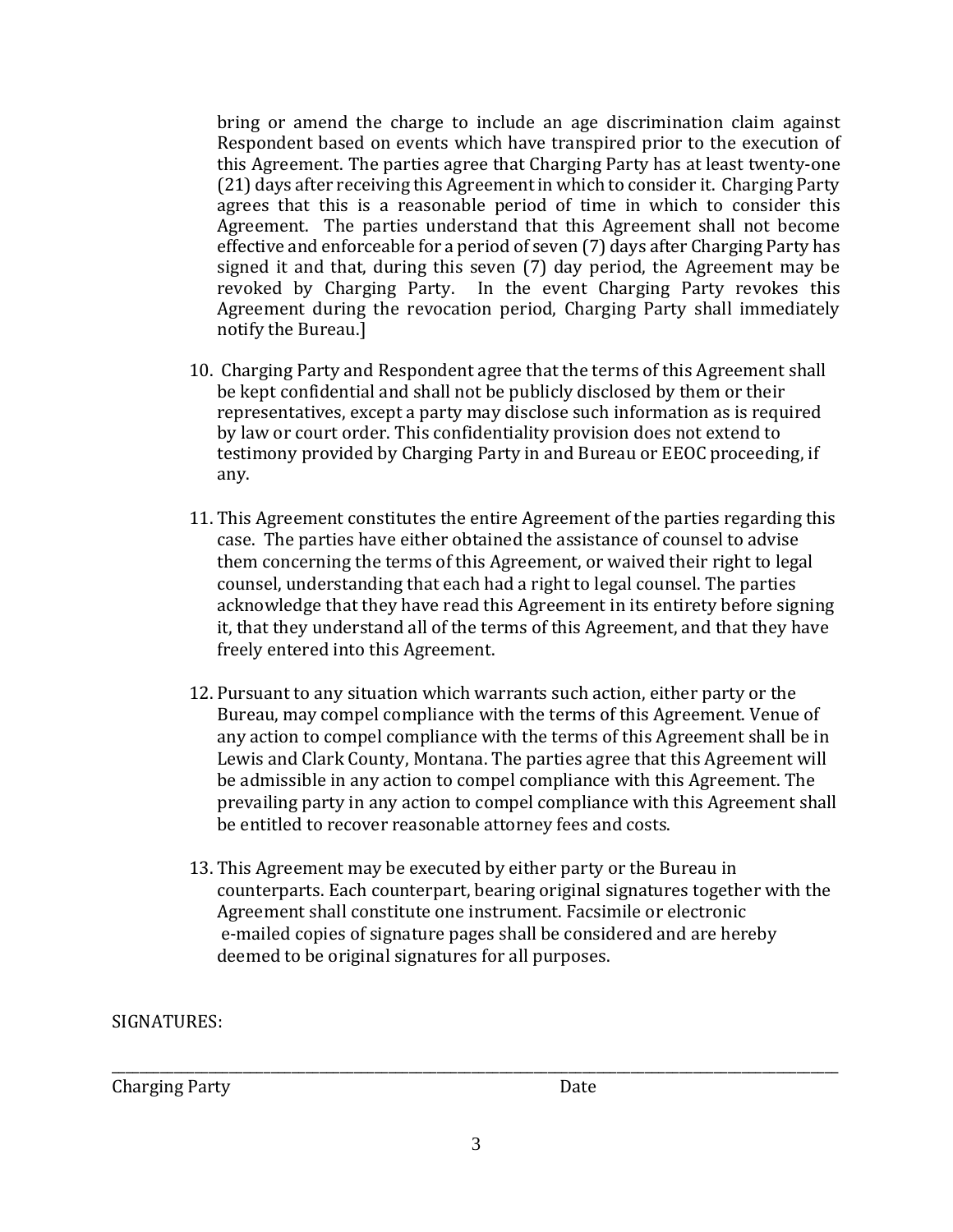bring or amend the charge to include an age discrimination claim against Respondent based on events which have transpired prior to the execution of this Agreement. The parties agree that Charging Party has at least twenty-one (21) days after receiving this Agreement in which to consider it. Charging Party agrees that this is a reasonable period of time in which to consider this Agreement. The parties understand that this Agreement shall not become effective and enforceable for a period of seven (7) days after Charging Party has signed it and that, during this seven (7) day period, the Agreement may be revoked by Charging Party. In the event Charging Party revokes this Agreement during the revocation period, Charging Party shall immediately notify the Bureau.]

10. Charging Party and Respondent agree that the terms of this Agreement shall be kept confidential and shall not be publicly disclosed by them or their representatives, except a party may disclose such information as is required by law or court order. This confidentiality provision does not extend to testimony provided by Charging Party in and Bureau or EEOC proceeding, if any.

11. This Agreement constitutes the entire Agreement of the parties regarding this case. The parties have either obtained the assistance of counsel to advise them concerning the terms of this Agreement, or waived their right to legal counsel, understanding that each had a right to legal counsel. The parties acknowledge that they have read this Agreement in its entirety before signing it, that they understand all of the terms of this Agreement, and that they have freely entered into this Agreement.

12. Pursuant to any situation which warrants such action, either party or the Bureau, may compel compliance with the terms of this Agreement. Venue of any action to compel compliance with the terms of this Agreement shall be in Lewis and Clark County, Montana. The parties agree that this Agreement will be admissible in any action to compel compliance with this Agreement. The prevailing party in any action to compel compliance with this Agreement shall be entitled to recover reasonable attorney fees and costs.

13. This Agreement may be executed by either party or the Bureau in counterparts. Each counterpart, bearing original signatures together with the Agreement shall constitute one instrument. Facsimile or electronic e-mailed copies of signature pages shall be considered and are hereby deemed to be original signatures for all purposes.

SIGNATURES:

\_\_\_\_\_\_\_\_\_\_\_\_\_\_\_\_\_\_\_\_\_\_\_\_\_\_\_\_\_\_\_\_\_\_\_\_\_\_\_\_\_\_\_\_\_\_\_\_\_\_\_\_\_\_\_\_\_\_\_\_\_\_\_\_\_\_

Charging Party                                        Date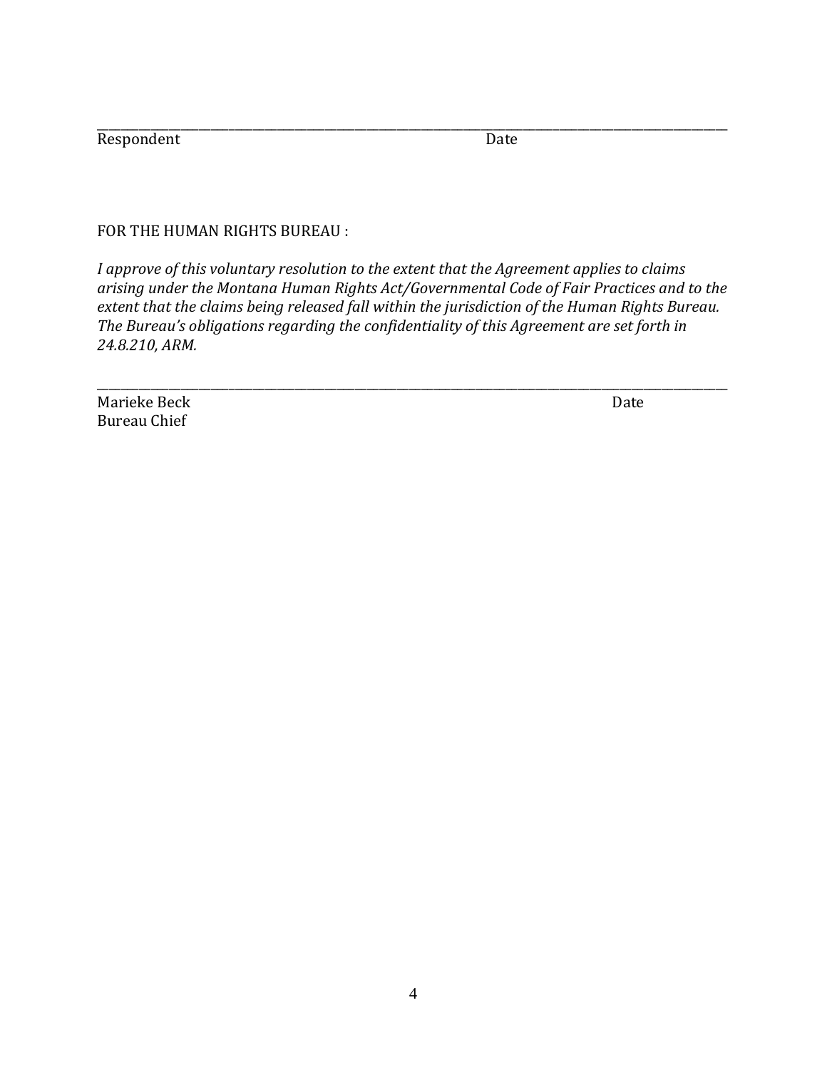\_\_\_\_\_\_\_\_\_\_\_\_\_\_\_\_\_\_\_\_\_\_\_\_\_\_\_\_\_\_\_\_\_\_\_\_\_\_\_\_\_\_\_\_\_\_\_\_\_\_\_\_\_\_\_\_\_\_\_\_\_\_\_\_\_\_\_\_\_\_\_\_

Respondent                                                            Date

FOR THE HUMAN RIGHTS BUREAU :

*I approve of this voluntary resolution to the extent that the Agreement applies to claims arising under the Montana Human Rights Act/Governmental Code of Fair Practices and to the extent that the claims being released fall within the jurisdiction of the Human Rights Bureau. The Bureau's obligations regarding the confidentiality of this Agreement are set forth in 24.8.210, ARM.*

\_\_\_\_\_\_\_\_\_\_\_\_\_\_\_\_\_\_\_\_\_\_\_\_\_\_\_\_\_\_\_\_\_\_\_\_\_\_\_\_\_\_\_\_\_\_\_\_\_\_\_\_\_\_\_\_\_\_\_\_\_\_\_\_\_\_\_\_\_\_\_\_

Marieke Beck                                                                                    Date
Bureau Chief